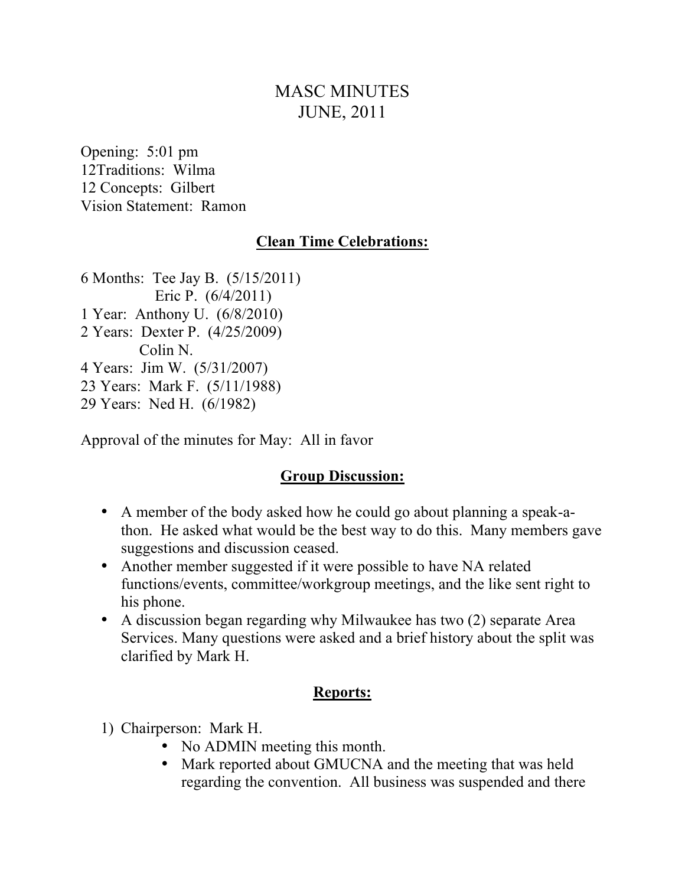# MASC MINUTES
# JUNE, 2011

Opening: 5:01 pm
12Traditions: Wilma
12 Concepts: Gilbert
Vision Statement: Ramon

## Clean Time Celebrations:

6 Months: Tee Jay B. (5/15/2011)
Eric P. (6/4/2011)
1 Year: Anthony U. (6/8/2010)
2 Years: Dexter P. (4/25/2009)
Colin N.
4 Years: Jim W. (5/31/2007)
23 Years: Mark F. (5/11/1988)
29 Years: Ned H. (6/1982)

Approval of the minutes for May: All in favor

## Group Discussion:

- A member of the body asked how he could go about planning a speak-a-thon. He asked what would be the best way to do this. Many members gave suggestions and discussion ceased.
- Another member suggested if it were possible to have NA related functions/events, committee/workgroup meetings, and the like sent right to his phone.
- A discussion began regarding why Milwaukee has two (2) separate Area Services. Many questions were asked and a brief history about the split was clarified by Mark H.

## Reports:

1) Chairperson: Mark H.
   - No ADMIN meeting this month.
   - Mark reported about GMUCNA and the meeting that was held regarding the convention. All business was suspended and there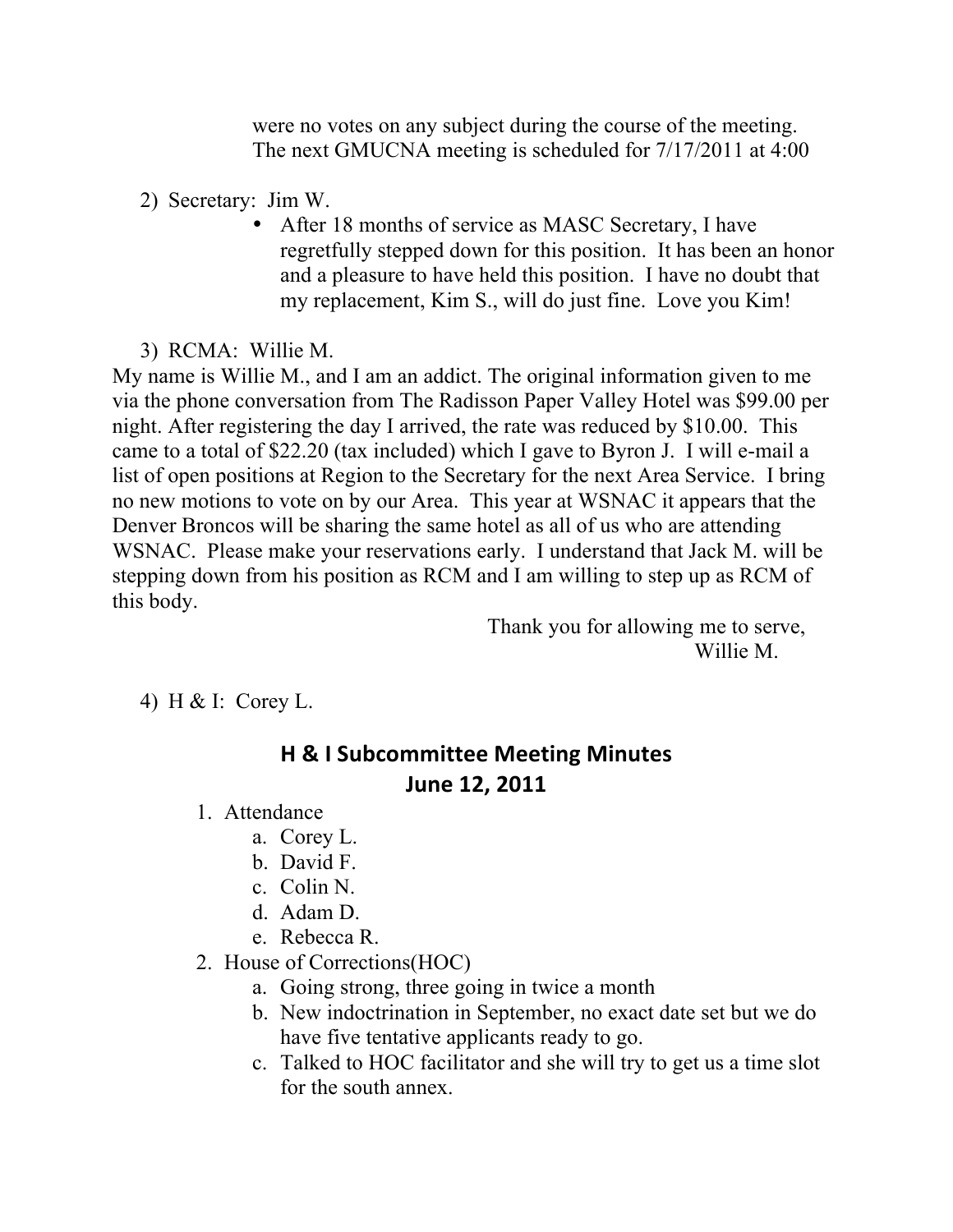were no votes on any subject during the course of the meeting. The next GMUCNA meeting is scheduled for 7/17/2011 at 4:00

2) Secretary: Jim W.

- After 18 months of service as MASC Secretary, I have regretfully stepped down for this position. It has been an honor and a pleasure to have held this position. I have no doubt that my replacement, Kim S., will do just fine. Love you Kim!

3) RCMA: Willie M.

My name is Willie M., and I am an addict. The original information given to me via the phone conversation from The Radisson Paper Valley Hotel was $99.00 per night. After registering the day I arrived, the rate was reduced by $10.00. This came to a total of $22.20 (tax included) which I gave to Byron J. I will e-mail a list of open positions at Region to the Secretary for the next Area Service. I bring no new motions to vote on by our Area. This year at WSNAC it appears that the Denver Broncos will be sharing the same hotel as all of us who are attending WSNAC. Please make your reservations early. I understand that Jack M. will be stepping down from his position as RCM and I am willing to step up as RCM of this body.

Thank you for allowing me to serve,
Willie M.

4) H & I: Corey L.

## H & I Subcommittee Meeting Minutes
## June 12, 2011

1. Attendance
   a. Corey L.
   b. David F.
   c. Colin N.
   d. Adam D.
   e. Rebecca R.
2. House of Corrections(HOC)
   a. Going strong, three going in twice a month
   b. New indoctrination in September, no exact date set but we do have five tentative applicants ready to go.
   c. Talked to HOC facilitator and she will try to get us a time slot for the south annex.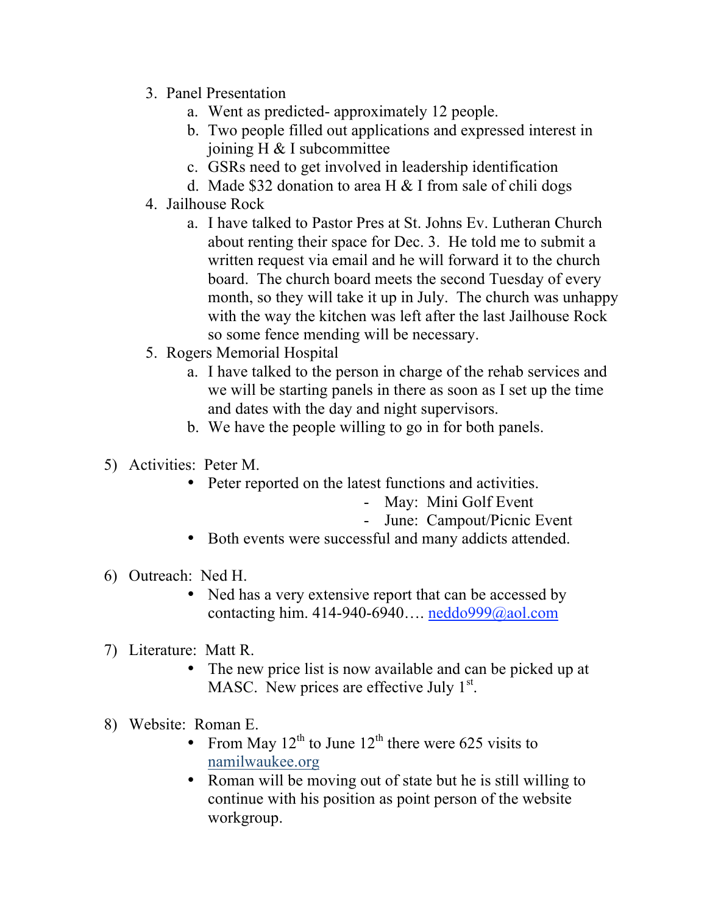3. Panel Presentation
    a. Went as predicted- approximately 12 people.
    b. Two people filled out applications and expressed interest in joining H & I subcommittee
    c. GSRs need to get involved in leadership identification
    d. Made $32 donation to area H & I from sale of chili dogs
4. Jailhouse Rock
    a. I have talked to Pastor Pres at St. Johns Ev. Lutheran Church about renting their space for Dec. 3. He told me to submit a written request via email and he will forward it to the church board. The church board meets the second Tuesday of every month, so they will take it up in July. The church was unhappy with the way the kitchen was left after the last Jailhouse Rock so some fence mending will be necessary.
5. Rogers Memorial Hospital
    a. I have talked to the person in charge of the rehab services and we will be starting panels in there as soon as I set up the time and dates with the day and night supervisors.
    b. We have the people willing to go in for both panels.

5) Activities: Peter M.
    - Peter reported on the latest functions and activities.
        - May: Mini Golf Event
        - June: Campout/Picnic Event
    - Both events were successful and many addicts attended.

6) Outreach: Ned H.
    - Ned has a very extensive report that can be accessed by contacting him. 414-940-6940…. neddo999@aol.com

7) Literature: Matt R.
    - The new price list is now available and can be picked up at MASC. New prices are effective July 1st.

8) Website: Roman E.
    - From May 12th to June 12th there were 625 visits to namilwaukee.org
    - Roman will be moving out of state but he is still willing to continue with his position as point person of the website workgroup.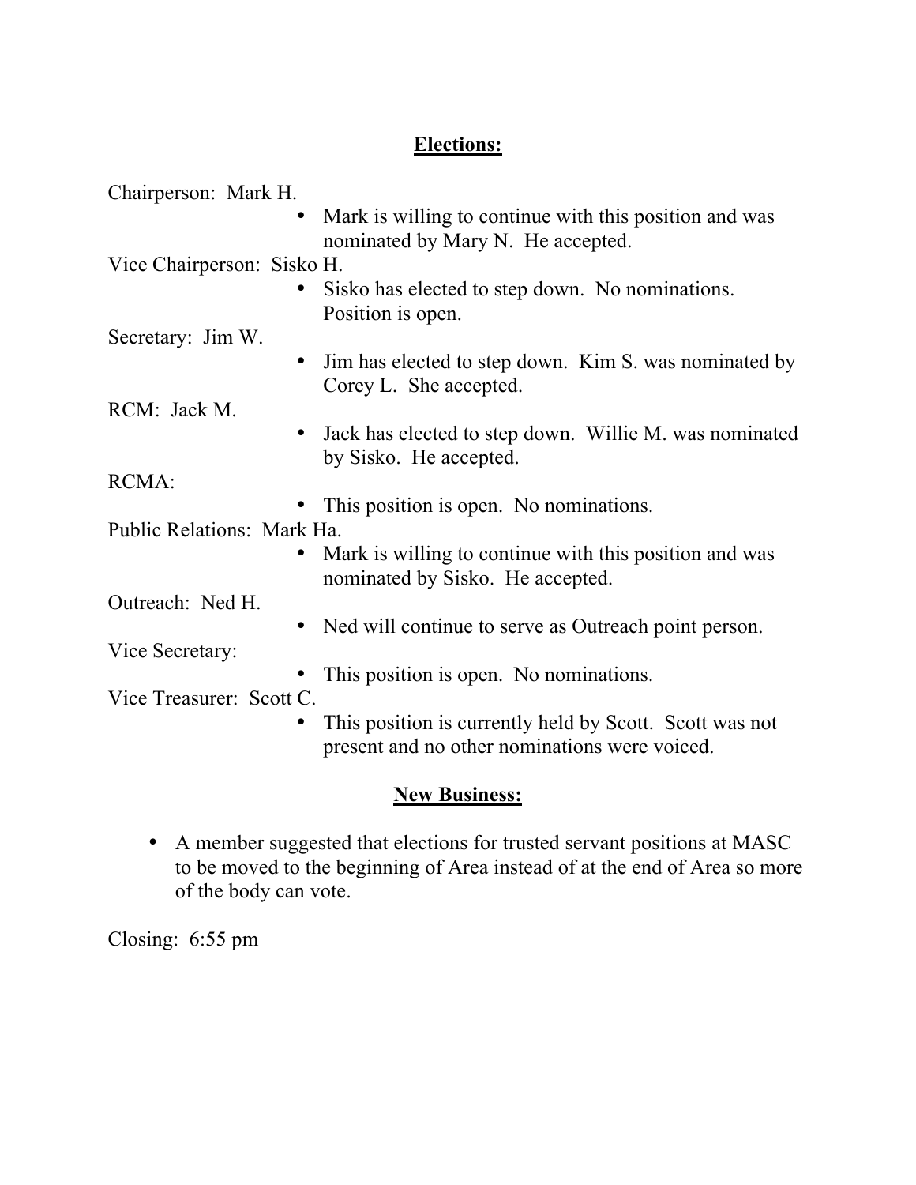## **Elections:**

Chairperson: Mark H.

- Mark is willing to continue with this position and was nominated by Mary N. He accepted.

Vice Chairperson: Sisko H.

- Sisko has elected to step down. No nominations. Position is open.

Secretary: Jim W.

- Jim has elected to step down. Kim S. was nominated by Corey L. She accepted.

RCM: Jack M.

- Jack has elected to step down. Willie M. was nominated by Sisko. He accepted.

RCMA:

- This position is open. No nominations.

Public Relations: Mark Ha.

- Mark is willing to continue with this position and was nominated by Sisko. He accepted.

Outreach: Ned H.

- Ned will continue to serve as Outreach point person.

Vice Secretary:

- This position is open. No nominations.

Vice Treasurer: Scott C.

- This position is currently held by Scott. Scott was not present and no other nominations were voiced.

## **New Business:**

- A member suggested that elections for trusted servant positions at MASC to be moved to the beginning of Area instead of at the end of Area so more of the body can vote.

Closing: 6:55 pm